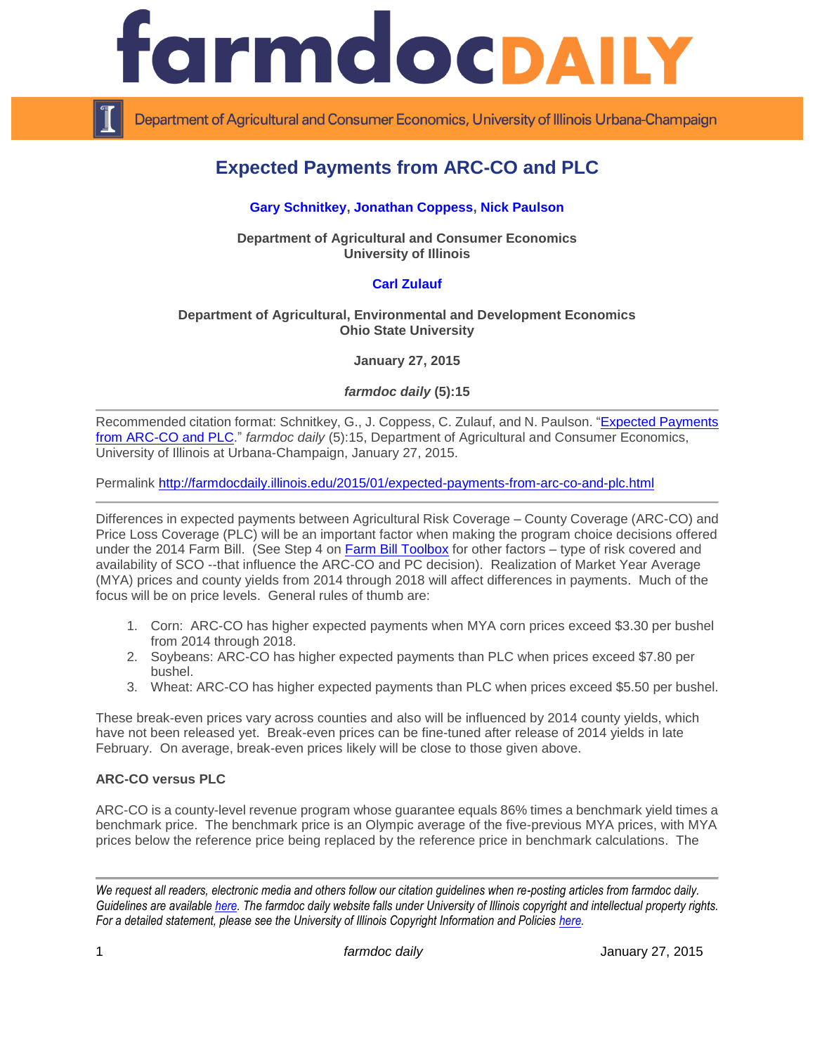# Expected Payments from ARC-CO and PLC

**Gary Schnitkey, Jonathan Coppess, Nick Paulson**

**Department of Agricultural and Consumer Economics**
**University of Illinois**

**Carl Zulauf**

**Department of Agricultural, Environmental and Development Economics**
**Ohio State University**

**January 27, 2015**

***farmdoc daily* (5):15**

---

Recommended citation format: Schnitkey, G., J. Coppess, C. Zulauf, and N. Paulson. "Expected Payments from ARC-CO and PLC." *farmdoc daily* (5):15, Department of Agricultural and Consumer Economics, University of Illinois at Urbana-Champaign, January 27, 2015.

Permalink http://farmdocdaily.illinois.edu/2015/01/expected-payments-from-arc-co-and-plc.html

---

Differences in expected payments between Agricultural Risk Coverage – County Coverage (ARC-CO) and Price Loss Coverage (PLC) will be an important factor when making the program choice decisions offered under the 2014 Farm Bill. (See Step 4 on Farm Bill Toolbox for other factors – type of risk covered and availability of SCO --that influence the ARC-CO and PC decision). Realization of Market Year Average (MYA) prices and county yields from 2014 through 2018 will affect differences in payments. Much of the focus will be on price levels. General rules of thumb are:

1. Corn: ARC-CO has higher expected payments when MYA corn prices exceed $3.30 per bushel from 2014 through 2018.
2. Soybeans: ARC-CO has higher expected payments than PLC when prices exceed $7.80 per bushel.
3. Wheat: ARC-CO has higher expected payments than PLC when prices exceed $5.50 per bushel.

These break-even prices vary across counties and also will be influenced by 2014 county yields, which have not been released yet. Break-even prices can be fine-tuned after release of 2014 yields in late February. On average, break-even prices likely will be close to those given above.

**ARC-CO versus PLC**

ARC-CO is a county-level revenue program whose guarantee equals 86% times a benchmark yield times a benchmark price. The benchmark price is an Olympic average of the five-previous MYA prices, with MYA prices below the reference price being replaced by the reference price in benchmark calculations. The

*We request all readers, electronic media and others follow our citation guidelines when re-posting articles from farmdoc daily. Guidelines are available here. The farmdoc daily website falls under University of Illinois copyright and intellectual property rights. For a detailed statement, please see the University of Illinois Copyright Information and Policies here.*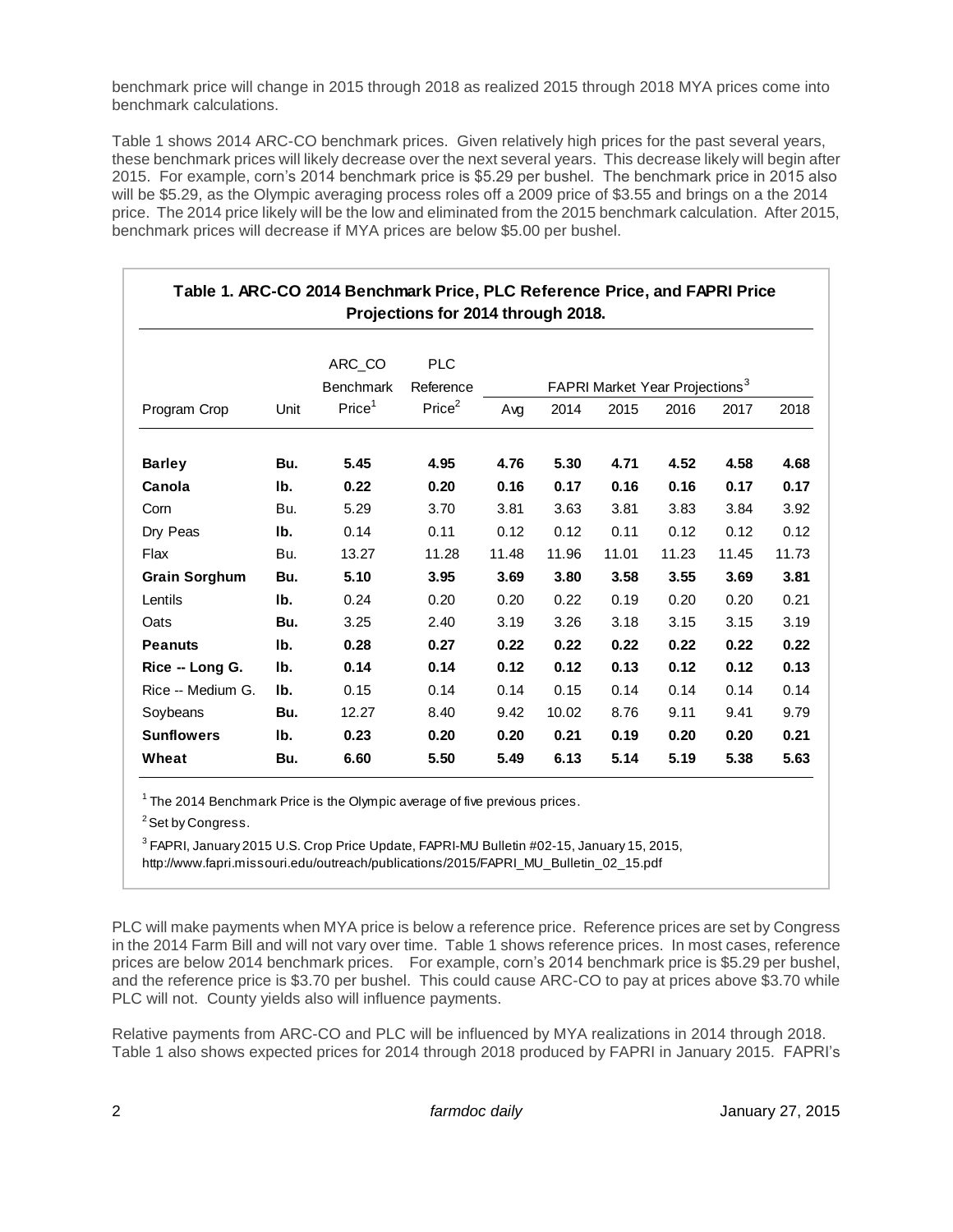benchmark price will change in 2015 through 2018 as realized 2015 through 2018 MYA prices come into benchmark calculations.

Table 1 shows 2014 ARC-CO benchmark prices. Given relatively high prices for the past several years, these benchmark prices will likely decrease over the next several years. This decrease likely will begin after 2015. For example, corn's 2014 benchmark price is $5.29 per bushel. The benchmark price in 2015 also will be $5.29, as the Olympic averaging process roles off a 2009 price of $3.55 and brings on a the 2014 price. The 2014 price likely will be the low and eliminated from the 2015 benchmark calculation. After 2015, benchmark prices will decrease if MYA prices are below $5.00 per bushel.

**Table 1. ARC-CO 2014 Benchmark Price, PLC Reference Price, and FAPRI Price Projections for 2014 through 2018.**

| Program Crop | Unit | ARC_CO Benchmark Price[1] | PLC Reference Price[2] | FAPRI Market Year Projections[3] | | | | | |
|---|---|---|---|---|---|---|---|---|---|
| | | | | Avg | 2014 | 2015 | 2016 | 2017 | 2018 |
| **Barley** | **Bu.** | **5.45** | **4.95** | **4.76** | **5.30** | **4.71** | **4.52** | **4.58** | **4.68** |
| **Canola** | **lb.** | **0.22** | **0.20** | **0.16** | **0.17** | **0.16** | **0.16** | **0.17** | **0.17** |
| Corn | Bu. | 5.29 | 3.70 | 3.81 | 3.63 | 3.81 | 3.83 | 3.84 | 3.92 |
| Dry Peas | **lb.** | 0.14 | 0.11 | 0.12 | 0.12 | 0.11 | 0.12 | 0.12 | 0.12 |
| Flax | Bu. | 13.27 | 11.28 | 11.48 | 11.96 | 11.01 | 11.23 | 11.45 | 11.73 |
| **Grain Sorghum** | **Bu.** | **5.10** | **3.95** | **3.69** | **3.80** | **3.58** | **3.55** | **3.69** | **3.81** |
| Lentils | **lb.** | 0.24 | 0.20 | 0.20 | 0.22 | 0.19 | 0.20 | 0.20 | 0.21 |
| Oats | **Bu.** | 3.25 | 2.40 | 3.19 | 3.26 | 3.18 | 3.15 | 3.15 | 3.19 |
| **Peanuts** | **lb.** | **0.28** | **0.27** | **0.22** | **0.22** | **0.22** | **0.22** | **0.22** | **0.22** |
| **Rice -- Long G.** | **lb.** | **0.14** | **0.14** | **0.12** | **0.12** | **0.13** | **0.12** | **0.12** | **0.13** |
| Rice -- Medium G. | **lb.** | 0.15 | 0.14 | 0.14 | 0.15 | 0.14 | 0.14 | 0.14 | 0.14 |
| Soybeans | **Bu.** | 12.27 | 8.40 | 9.42 | 10.02 | 8.76 | 9.11 | 9.41 | 9.79 |
| **Sunflowers** | **lb.** | **0.23** | **0.20** | **0.20** | **0.21** | **0.19** | **0.20** | **0.20** | **0.21** |
| **Wheat** | **Bu.** | **6.60** | **5.50** | **5.49** | **6.13** | **5.14** | **5.19** | **5.38** | **5.63** |

[1] The 2014 Benchmark Price is the Olympic average of five previous prices.

[2] Set by Congress.

[3] FAPRI, January 2015 U.S. Crop Price Update, FAPRI-MU Bulletin #02-15, January 15, 2015, http://www.fapri.missouri.edu/outreach/publications/2015/FAPRI_MU_Bulletin_02_15.pdf

PLC will make payments when MYA price is below a reference price. Reference prices are set by Congress in the 2014 Farm Bill and will not vary over time. Table 1 shows reference prices. In most cases, reference prices are below 2014 benchmark prices. For example, corn's 2014 benchmark price is $5.29 per bushel, and the reference price is $3.70 per bushel. This could cause ARC-CO to pay at prices above $3.70 while PLC will not. County yields also will influence payments.

Relative payments from ARC-CO and PLC will be influenced by MYA realizations in 2014 through 2018. Table 1 also shows expected prices for 2014 through 2018 produced by FAPRI in January 2015. FAPRI's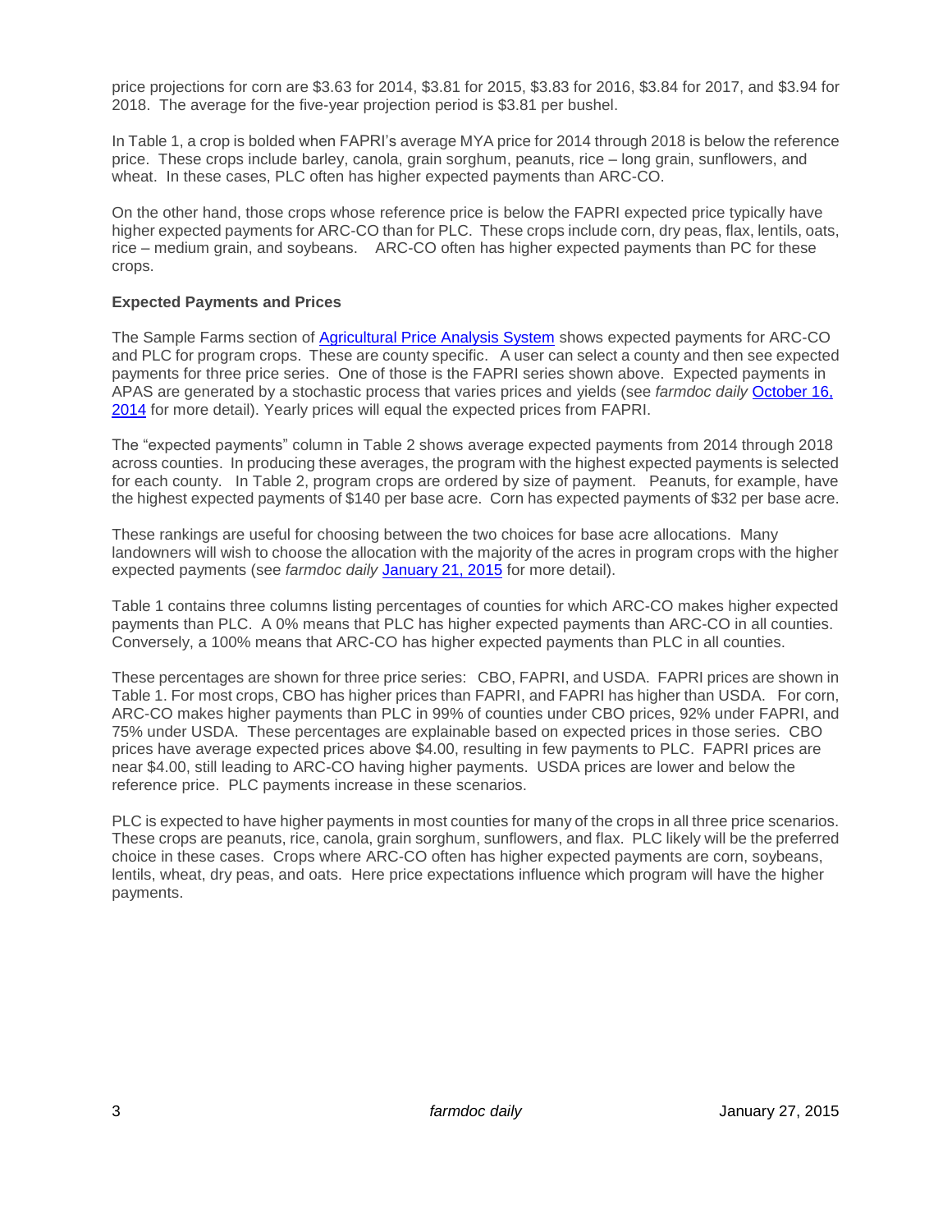price projections for corn are $3.63 for 2014, $3.81 for 2015, $3.83 for 2016, $3.84 for 2017, and $3.94 for 2018. The average for the five-year projection period is $3.81 per bushel.

In Table 1, a crop is bolded when FAPRI's average MYA price for 2014 through 2018 is below the reference price. These crops include barley, canola, grain sorghum, peanuts, rice – long grain, sunflowers, and wheat. In these cases, PLC often has higher expected payments than ARC-CO.

On the other hand, those crops whose reference price is below the FAPRI expected price typically have higher expected payments for ARC-CO than for PLC. These crops include corn, dry peas, flax, lentils, oats, rice – medium grain, and soybeans. ARC-CO often has higher expected payments than PC for these crops.

**Expected Payments and Prices**

The Sample Farms section of Agricultural Price Analysis System shows expected payments for ARC-CO and PLC for program crops. These are county specific. A user can select a county and then see expected payments for three price series. One of those is the FAPRI series shown above. Expected payments in APAS are generated by a stochastic process that varies prices and yields (see *farmdoc daily* October 16, 2014 for more detail). Yearly prices will equal the expected prices from FAPRI.

The "expected payments" column in Table 2 shows average expected payments from 2014 through 2018 across counties. In producing these averages, the program with the highest expected payments is selected for each county. In Table 2, program crops are ordered by size of payment. Peanuts, for example, have the highest expected payments of $140 per base acre. Corn has expected payments of $32 per base acre.

These rankings are useful for choosing between the two choices for base acre allocations. Many landowners will wish to choose the allocation with the majority of the acres in program crops with the higher expected payments (see *farmdoc daily* January 21, 2015 for more detail).

Table 1 contains three columns listing percentages of counties for which ARC-CO makes higher expected payments than PLC. A 0% means that PLC has higher expected payments than ARC-CO in all counties. Conversely, a 100% means that ARC-CO has higher expected payments than PLC in all counties.

These percentages are shown for three price series: CBO, FAPRI, and USDA. FAPRI prices are shown in Table 1. For most crops, CBO has higher prices than FAPRI, and FAPRI has higher than USDA. For corn, ARC-CO makes higher payments than PLC in 99% of counties under CBO prices, 92% under FAPRI, and 75% under USDA. These percentages are explainable based on expected prices in those series. CBO prices have average expected prices above $4.00, resulting in few payments to PLC. FAPRI prices are near $4.00, still leading to ARC-CO having higher payments. USDA prices are lower and below the reference price. PLC payments increase in these scenarios.

PLC is expected to have higher payments in most counties for many of the crops in all three price scenarios. These crops are peanuts, rice, canola, grain sorghum, sunflowers, and flax. PLC likely will be the preferred choice in these cases. Crops where ARC-CO often has higher expected payments are corn, soybeans, lentils, wheat, dry peas, and oats. Here price expectations influence which program will have the higher payments.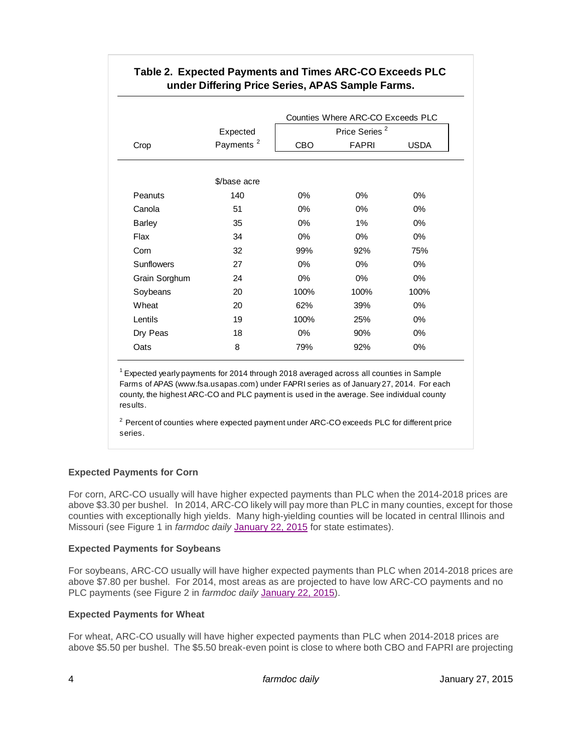**Table 2. Expected Payments and Times ARC-CO Exceeds PLC under Differing Price Series, APAS Sample Farms.**

| Crop | Expected Payments [2] | Counties Where ARC-CO Exceeds PLC Price Series [2] | | |
|---|---|---|---|---|
| | | CBO | FAPRI | USDA |
| | $/base acre | | | |
| Peanuts | 140 | 0% | 0% | 0% |
| Canola | 51 | 0% | 0% | 0% |
| Barley | 35 | 0% | 1% | 0% |
| Flax | 34 | 0% | 0% | 0% |
| Corn | 32 | 99% | 92% | 75% |
| Sunflowers | 27 | 0% | 0% | 0% |
| Grain Sorghum | 24 | 0% | 0% | 0% |
| Soybeans | 20 | 100% | 100% | 100% |
| Wheat | 20 | 62% | 39% | 0% |
| Lentils | 19 | 100% | 25% | 0% |
| Dry Peas | 18 | 0% | 90% | 0% |
| Oats | 8 | 79% | 92% | 0% |

[1] Expected yearly payments for 2014 through 2018 averaged across all counties in Sample Farms of APAS (www.fsa.usapas.com) under FAPRI series as of January 27, 2014. For each county, the highest ARC-CO and PLC payment is used in the average. See individual county results.

[2] Percent of counties where expected payment under ARC-CO exceeds PLC for different price series.

**Expected Payments for Corn**

For corn, ARC-CO usually will have higher expected payments than PLC when the 2014-2018 prices are above $3.30 per bushel. In 2014, ARC-CO likely will pay more than PLC in many counties, except for those counties with exceptionally high yields. Many high-yielding counties will be located in central Illinois and Missouri (see Figure 1 in *farmdoc daily* January 22, 2015 for state estimates).

**Expected Payments for Soybeans**

For soybeans, ARC-CO usually will have higher expected payments than PLC when 2014-2018 prices are above $7.80 per bushel. For 2014, most areas as are projected to have low ARC-CO payments and no PLC payments (see Figure 2 in *farmdoc daily* January 22, 2015).

**Expected Payments for Wheat**

For wheat, ARC-CO usually will have higher expected payments than PLC when 2014-2018 prices are above $5.50 per bushel. The $5.50 break-even point is close to where both CBO and FAPRI are projecting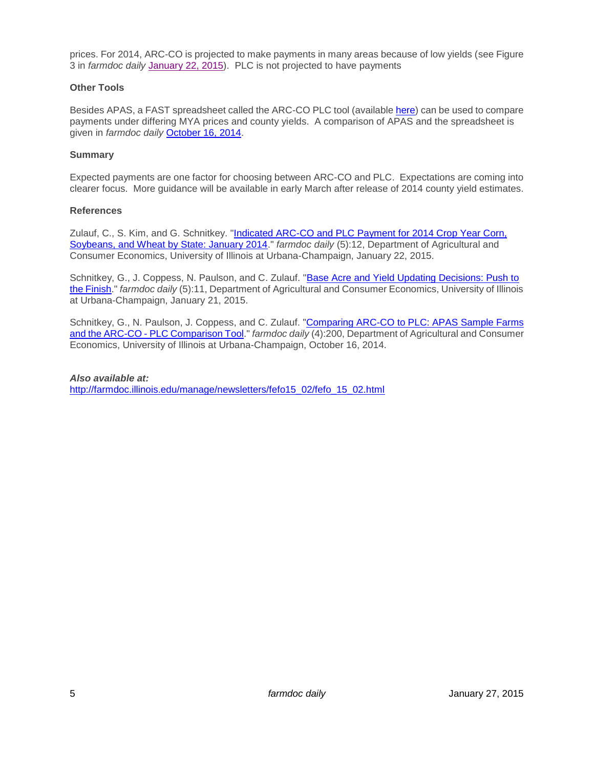prices. For 2014, ARC-CO is projected to make payments in many areas because of low yields (see Figure 3 in *farmdoc daily* January 22, 2015). PLC is not projected to have payments

### Other Tools

Besides APAS, a FAST spreadsheet called the ARC-CO PLC tool (available here) can be used to compare payments under differing MYA prices and county yields. A comparison of APAS and the spreadsheet is given in *farmdoc daily* October 16, 2014.

### Summary

Expected payments are one factor for choosing between ARC-CO and PLC. Expectations are coming into clearer focus. More guidance will be available in early March after release of 2014 county yield estimates.

### References

Zulauf, C., S. Kim, and G. Schnitkey. "Indicated ARC-CO and PLC Payment for 2014 Crop Year Corn, Soybeans, and Wheat by State: January 2014." *farmdoc daily* (5):12, Department of Agricultural and Consumer Economics, University of Illinois at Urbana-Champaign, January 22, 2015.

Schnitkey, G., J. Coppess, N. Paulson, and C. Zulauf. "Base Acre and Yield Updating Decisions: Push to the Finish." *farmdoc daily* (5):11, Department of Agricultural and Consumer Economics, University of Illinois at Urbana-Champaign, January 21, 2015.

Schnitkey, G., N. Paulson, J. Coppess, and C. Zulauf. "Comparing ARC-CO to PLC: APAS Sample Farms and the ARC-CO - PLC Comparison Tool." *farmdoc daily* (4):200, Department of Agricultural and Consumer Economics, University of Illinois at Urbana-Champaign, October 16, 2014.

***Also available at:***
http://farmdoc.illinois.edu/manage/newsletters/fefo15_02/fefo_15_02.html